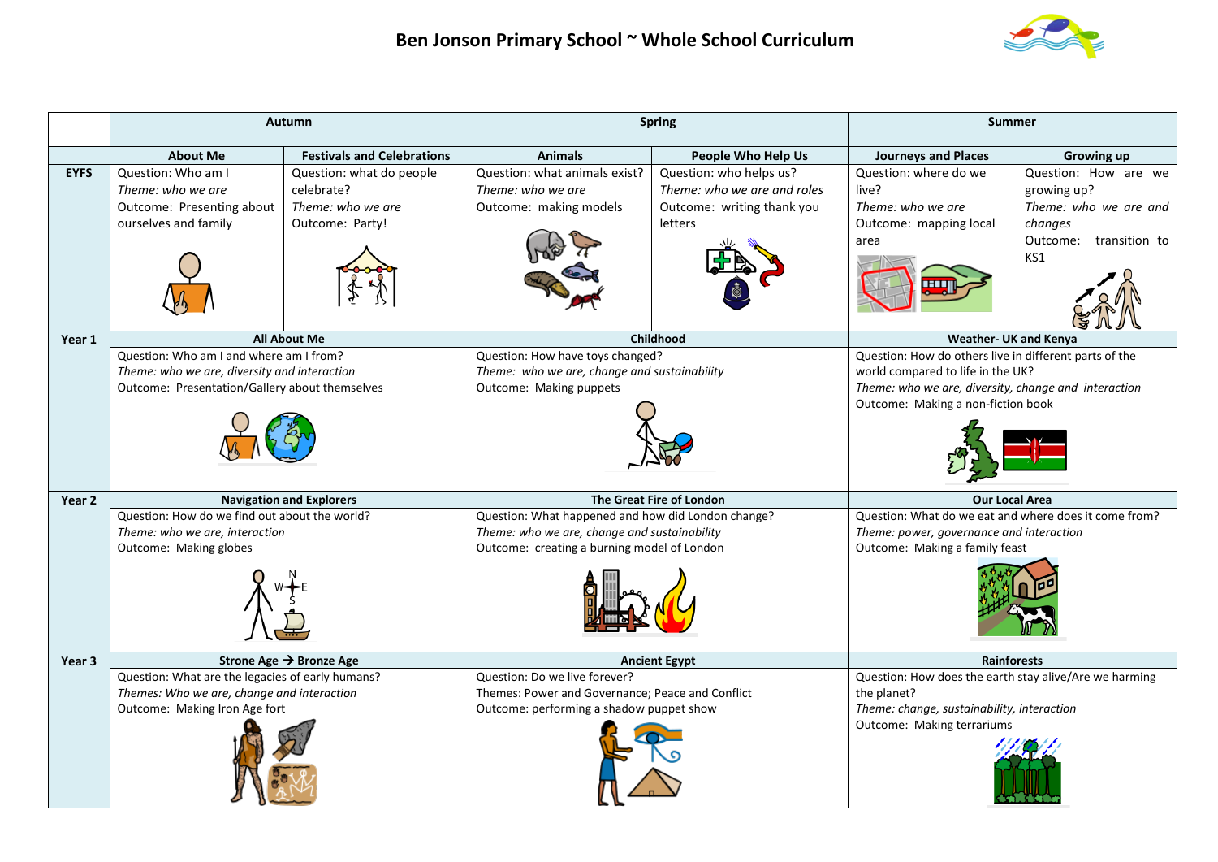# Ben Jonson Primary School ~ Whole School Curriculum

| | Autumn | | Spring | | Summer | |
|---|---|---|---|---|---|---|
| | **About Me** | **Festivals and Celebrations** | **Animals** | **People Who Help Us** | **Journeys and Places** | **Growing up** |
| **EYFS** | Question: Who am I<br>*Theme: who we are*<br>Outcome: Presenting about ourselves and family | Question: what do people celebrate?<br>*Theme: who we are*<br>Outcome: Party! | Question: what animals exist?<br>*Theme: who we are*<br>Outcome: making models | Question: who helps us?<br>*Theme: who we are and roles*<br>Outcome: writing thank you letters | Question: where do we live?<br>*Theme: who we are*<br>Outcome: mapping local area | Question: How are we growing up?<br>*Theme: who we are and changes*<br>Outcome: transition to KS1 |
| **Year 1** | **All About Me**<br>Question: Who am I and where am I from?<br>*Theme: who we are, diversity and interaction*<br>Outcome: Presentation/Gallery about themselves | | **Childhood**<br>Question: How have toys changed?<br>*Theme: who we are, change and sustainability*<br>Outcome: Making puppets | | **Weather- UK and Kenya**<br>Question: How do others live in different parts of the world compared to life in the UK?<br>*Theme: who we are, diversity, change and interaction*<br>Outcome: Making a non-fiction book | |
| **Year 2** | **Navigation and Explorers**<br>Question: How do we find out about the world?<br>*Theme: who we are, interaction*<br>Outcome: Making globes | | **The Great Fire of London**<br>Question: What happened and how did London change?<br>*Theme: who we are, change and sustainability*<br>Outcome: creating a burning model of London | | **Our Local Area**<br>Question: What do we eat and where does it come from?<br>*Theme: power, governance and interaction*<br>Outcome: Making a family feast | |
| **Year 3** | **Strone Age → Bronze Age**<br>Question: What are the legacies of early humans?<br>*Themes: Who we are, change and interaction*<br>Outcome: Making Iron Age fort | | **Ancient Egypt**<br>Question: Do we live forever?<br>Themes: Power and Governance; Peace and Conflict<br>Outcome: performing a shadow puppet show | | **Rainforests**<br>Question: How does the earth stay alive/Are we harming the planet?<br>*Theme: change, sustainability, interaction*<br>Outcome: Making terrariums | |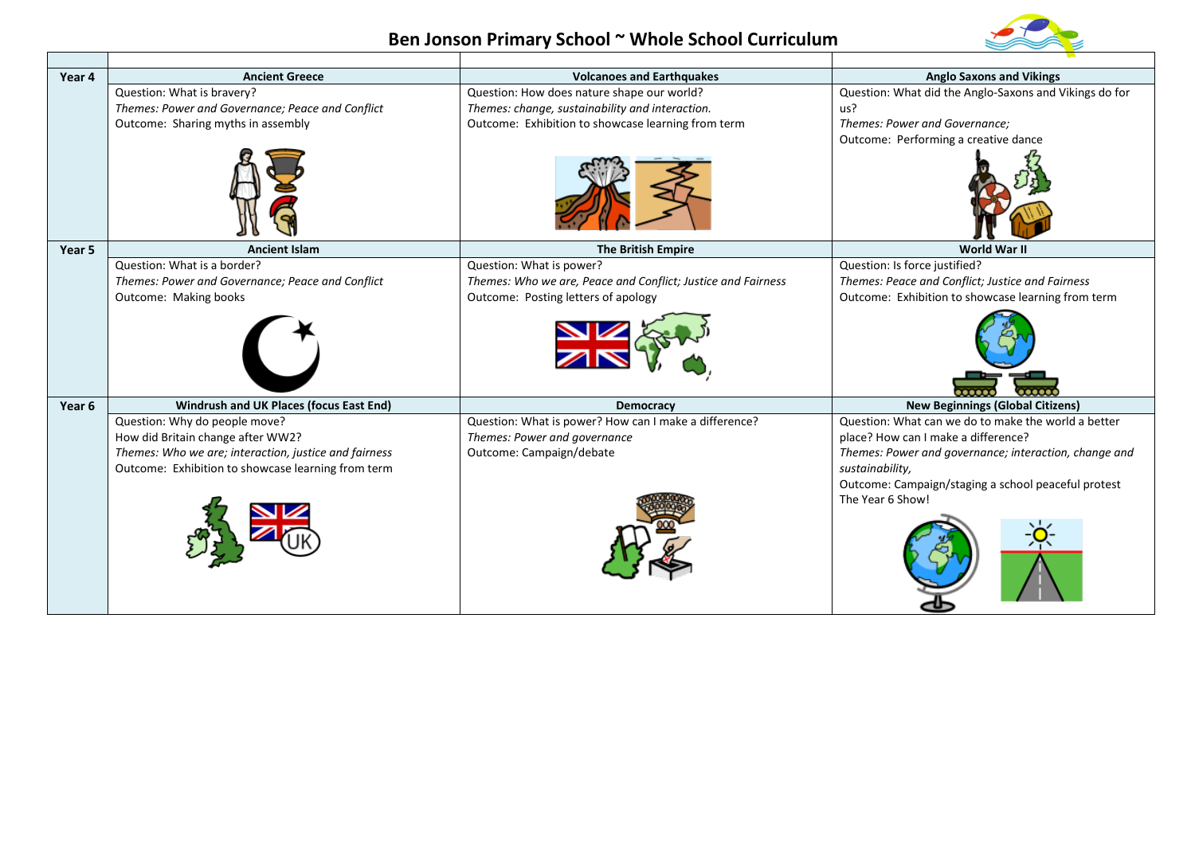# Ben Jonson Primary School ~ Whole School Curriculum

| | | | |
|---|---|---|---|
| **Year 4** | **Ancient Greece** | **Volcanoes and Earthquakes** | **Anglo Saxons and Vikings** |
| | Question: What is bravery?<br>*Themes: Power and Governance; Peace and Conflict*<br>Outcome: Sharing myths in assembly | Question: How does nature shape our world?<br>*Themes: change, sustainability and interaction.*<br>Outcome: Exhibition to showcase learning from term | Question: What did the Anglo-Saxons and Vikings do for us?<br>*Themes: Power and Governance;*<br>Outcome: Performing a creative dance |
| **Year 5** | **Ancient Islam** | **The British Empire** | **World War II** |
| | Question: What is a border?<br>*Themes: Power and Governance; Peace and Conflict*<br>Outcome: Making books | Question: What is power?<br>*Themes: Who we are, Peace and Conflict; Justice and Fairness*<br>Outcome: Posting letters of apology | Question: Is force justified?<br>*Themes: Peace and Conflict; Justice and Fairness*<br>Outcome: Exhibition to showcase learning from term |
| **Year 6** | **Windrush and UK Places (focus East End)** | **Democracy** | **New Beginnings (Global Citizens)** |
| | Question: Why do people move?<br>How did Britain change after WW2?<br>*Themes: Who we are; interaction, justice and fairness*<br>Outcome: Exhibition to showcase learning from term | Question: What is power? How can I make a difference?<br>*Themes: Power and governance*<br>Outcome: Campaign/debate | Question: What can we do to make the world a better place? How can I make a difference?<br>*Themes: Power and governance; interaction, change and sustainability,*<br>Outcome: Campaign/staging a school peaceful protest<br>The Year 6 Show! |